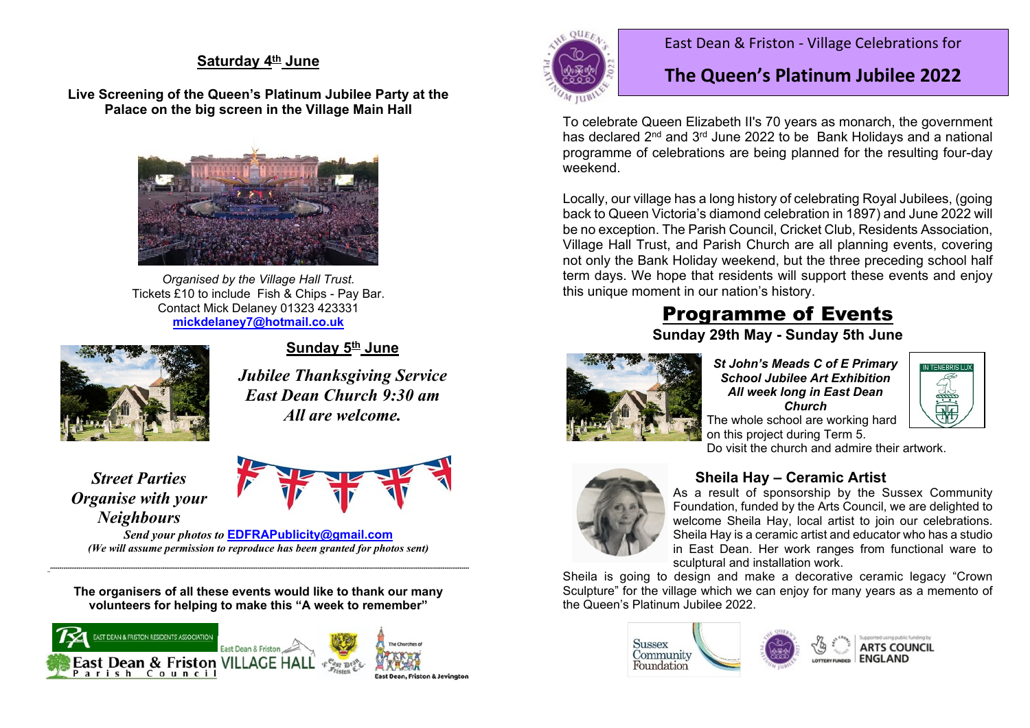# East Dean & Friston - Village Celebrations for

# The Queen's Platinum Jubilee 2022

To celebrate Queen Elizabeth II's 70 years as monarch, the government has declared 2nd and 3rd June 2022 to be Bank Holidays and a national programme of celebrations are being planned for the resulting four-day weekend.

Locally, our village has a long history of celebrating Royal Jubilees, (going back to Queen Victoria's diamond celebration in 1897) and June 2022 will be no exception. The Parish Council, Cricket Club, Residents Association, Village Hall Trust, and Parish Church are all planning events, covering not only the Bank Holiday weekend, but the three preceding school half term days. We hope that residents will support these events and enjoy this unique moment in our nation's history.

## Programme of Events

**Sunday 29th May - Sunday 5th June**

***St John's Meads C of E Primary School Jubilee Art Exhibition All week long in East Dean Church***

The whole school are working hard on this project during Term 5.
Do visit the church and admire their artwork.

### Sheila Hay – Ceramic Artist

As a result of sponsorship by the Sussex Community Foundation, funded by the Arts Council, we are delighted to welcome Sheila Hay, local artist to join our celebrations. Sheila Hay is a ceramic artist and educator who has a studio in East Dean. Her work ranges from functional ware to sculptural and installation work.

Sheila is going to design and make a decorative ceramic legacy "Crown Sculpture" for the village which we can enjoy for many years as a memento of the Queen's Platinum Jubilee 2022.

Sussex Community Foundation | Supported using public funding by ARTS COUNCIL ENGLAND

## Saturday 4th June

**Live Screening of the Queen's Platinum Jubilee Party at the Palace on the big screen in the Village Main Hall**

*Organised by the Village Hall Trust.*
Tickets £10 to include Fish & Chips - Pay Bar.
Contact Mick Delaney 01323 423331
**mickdelaney7@hotmail.co.uk**

## Sunday 5th June

***Jubilee Thanksgiving Service***
***East Dean Church 9:30 am***
***All are welcome.***

***Street Parties***
***Organise with your Neighbours***

*Send your photos to* **EDFRAPublicity@gmail.com**
*(We will assume permission to reproduce has been granted for photos sent)*

**The organisers of all these events would like to thank our many volunteers for helping to make this "A week to remember"**

East Dean & Friston Residents Association | East Dean & Friston Parish Council | East Dean & Friston Village Hall | East Dean & Friston C.C. | The Churches of East Dean, Friston & Jevington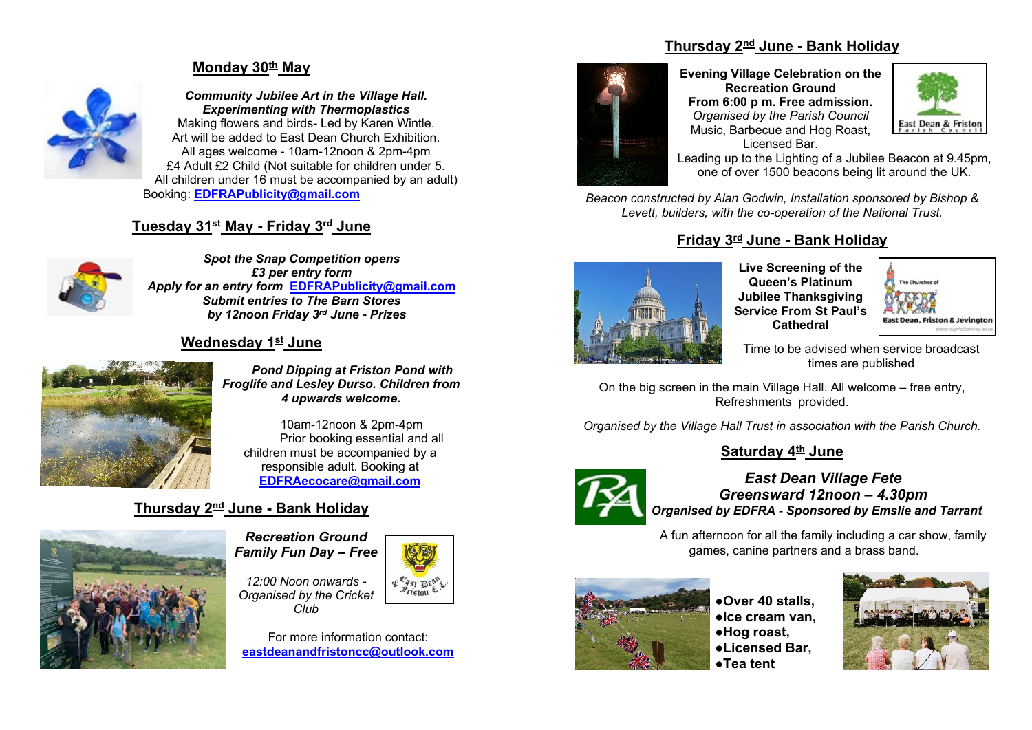## Monday 30th May

***Community Jubilee Art in the Village Hall.***
***Experimenting with Thermoplastics***

Making flowers and birds- Led by Karen Wintle.
Art will be added to East Dean Church Exhibition.
All ages welcome - 10am-12noon & 2pm-4pm
£4 Adult £2 Child (Not suitable for children under 5.
All children under 16 must be accompanied by an adult)
Booking: **EDFRAPublicity@gmail.com**

## Tuesday 31st May - Friday 3rd June

***Spot the Snap Competition opens***
***£3 per entry form***
***Apply for an entry form*** **EDFRAPublicity@gmail.com**
***Submit entries to The Barn Stores***
***by 12noon Friday 3rd June - Prizes***

## Wednesday 1st June

***Pond Dipping at Friston Pond with Froglife and Lesley Durso. Children from 4 upwards welcome.***

10am-12noon & 2pm-4pm
Prior booking essential and all children must be accompanied by a responsible adult. Booking at **EDFRAecocare@gmail.com**

## Thursday 2nd June - Bank Holiday

***Recreation Ground***
***Family Fun Day – Free***

*12:00 Noon onwards - Organised by the Cricket Club*

East Dean & Friston C.C.

For more information contact:
**eastdeanandfristoncc@outlook.com**

## Thursday 2nd June - Bank Holiday

**Evening Village Celebration on the Recreation Ground**
**From 6:00 p m. Free admission.**
*Organised by the Parish Council*
Music, Barbecue and Hog Roast,
Licensed Bar.

East Dean & Friston Parish Council

Leading up to the Lighting of a Jubilee Beacon at 9.45pm, one of over 1500 beacons being lit around the UK.

*Beacon constructed by Alan Godwin, Installation sponsored by Bishop & Levett, builders, with the co-operation of the National Trust.*

## Friday 3rd June - Bank Holiday

**Live Screening of the Queen's Platinum Jubilee Thanksgiving Service From St Paul's Cathedral**

The Churches of East Dean, Friston & Jevington

Time to be advised when service broadcast times are published

On the big screen in the main Village Hall. All welcome – free entry, Refreshments provided.

*Organised by the Village Hall Trust in association with the Parish Church.*

## Saturday 4th June

***East Dean Village Fete***
***Greensward 12noon – 4.30pm***
***Organised by EDFRA - Sponsored by Emslie and Tarrant***

A fun afternoon for all the family including a car show, family games, canine partners and a brass band.

- **Over 40 stalls,**
- **Ice cream van,**
- **Hog roast,**
- **Licensed Bar,**
- **Tea tent**